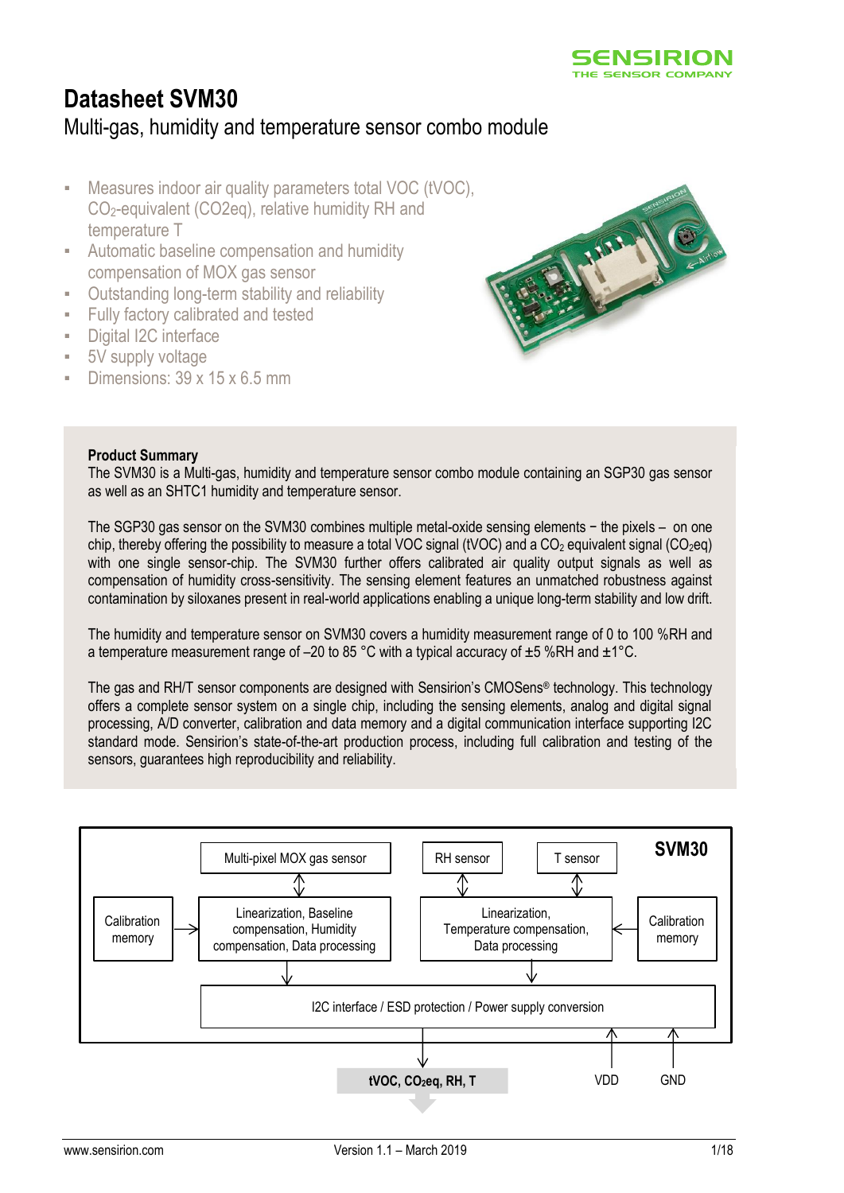# Datasheet SVM30

## Multi-gas, humidity and temperature sensor combo module

- Measures indoor air quality parameters total VOC (tVOC), $CO_2$-equivalent (CO2eq), relative humidity RH and temperature T
- Automatic baseline compensation and humidity compensation of MOX gas sensor
- Outstanding long-term stability and reliability
- Fully factory calibrated and tested
- Digital I2C interface
- 5V supply voltage
- Dimensions: 39 x 15 x 6.5 mm

**Product Summary**

The SVM30 is a Multi-gas, humidity and temperature sensor combo module containing an SGP30 gas sensor as well as an SHTC1 humidity and temperature sensor.

The SGP30 gas sensor on the SVM30 combines multiple metal-oxide sensing elements − the pixels – on one chip, thereby offering the possibility to measure a total VOC signal (tVOC) and a $CO_2$ equivalent signal ($CO_2$eq) with one single sensor-chip. The SVM30 further offers calibrated air quality output signals as well as compensation of humidity cross-sensitivity. The sensing element features an unmatched robustness against contamination by siloxanes present in real-world applications enabling a unique long-term stability and low drift.

The humidity and temperature sensor on SVM30 covers a humidity measurement range of 0 to 100 %RH and a temperature measurement range of –20 to 85 °C with a typical accuracy of ±5 %RH and ±1°C.

The gas and RH/T sensor components are designed with Sensirion's CMOSens® technology. This technology offers a complete sensor system on a single chip, including the sensing elements, analog and digital signal processing, A/D converter, calibration and data memory and a digital communication interface supporting I2C standard mode. Sensirion's state-of-the-art production process, including full calibration and testing of the sensors, guarantees high reproducibility and reliability.

SVM30

Multi-pixel MOX gas sensor | RH sensor | T sensor

Calibration memory → Linearization, Baseline compensation, Humidity compensation, Data processing

Linearization, Temperature compensation, Data processing ← Calibration memory

I2C interface / ESD protection / Power supply conversion

tVOC, $CO_2$eq, RH, T | VDD | GND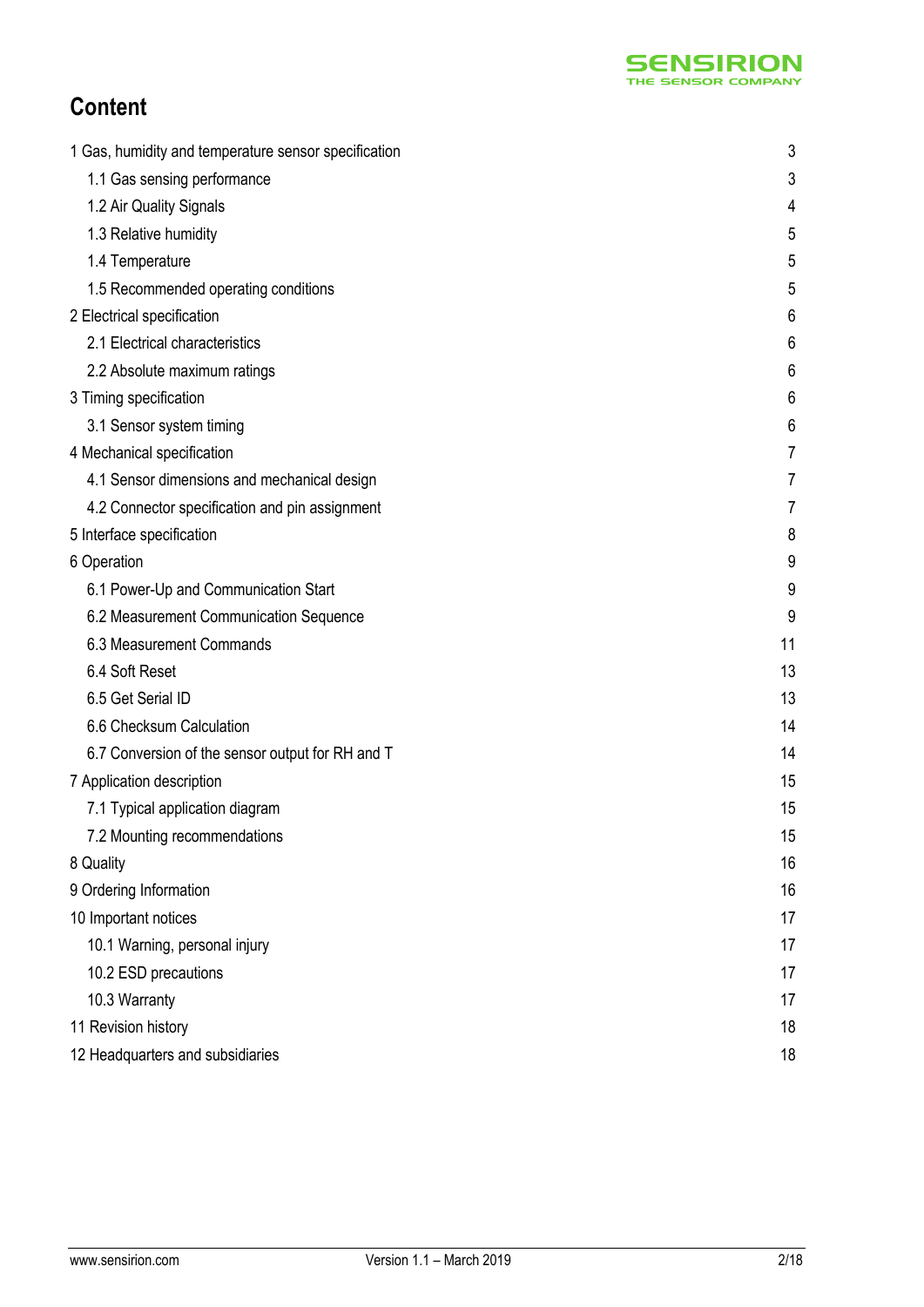# Content

| | |
|---|---|
| 1 Gas, humidity and temperature sensor specification | 3 |
| 1.1 Gas sensing performance | 3 |
| 1.2 Air Quality Signals | 4 |
| 1.3 Relative humidity | 5 |
| 1.4 Temperature | 5 |
| 1.5 Recommended operating conditions | 5 |
| 2 Electrical specification | 6 |
| 2.1 Electrical characteristics | 6 |
| 2.2 Absolute maximum ratings | 6 |
| 3 Timing specification | 6 |
| 3.1 Sensor system timing | 6 |
| 4 Mechanical specification | 7 |
| 4.1 Sensor dimensions and mechanical design | 7 |
| 4.2 Connector specification and pin assignment | 7 |
| 5 Interface specification | 8 |
| 6 Operation | 9 |
| 6.1 Power-Up and Communication Start | 9 |
| 6.2 Measurement Communication Sequence | 9 |
| 6.3 Measurement Commands | 11 |
| 6.4 Soft Reset | 13 |
| 6.5 Get Serial ID | 13 |
| 6.6 Checksum Calculation | 14 |
| 6.7 Conversion of the sensor output for RH and T | 14 |
| 7 Application description | 15 |
| 7.1 Typical application diagram | 15 |
| 7.2 Mounting recommendations | 15 |
| 8 Quality | 16 |
| 9 Ordering Information | 16 |
| 10 Important notices | 17 |
| 10.1 Warning, personal injury | 17 |
| 10.2 ESD precautions | 17 |
| 10.3 Warranty | 17 |
| 11 Revision history | 18 |
| 12 Headquarters and subsidiaries | 18 |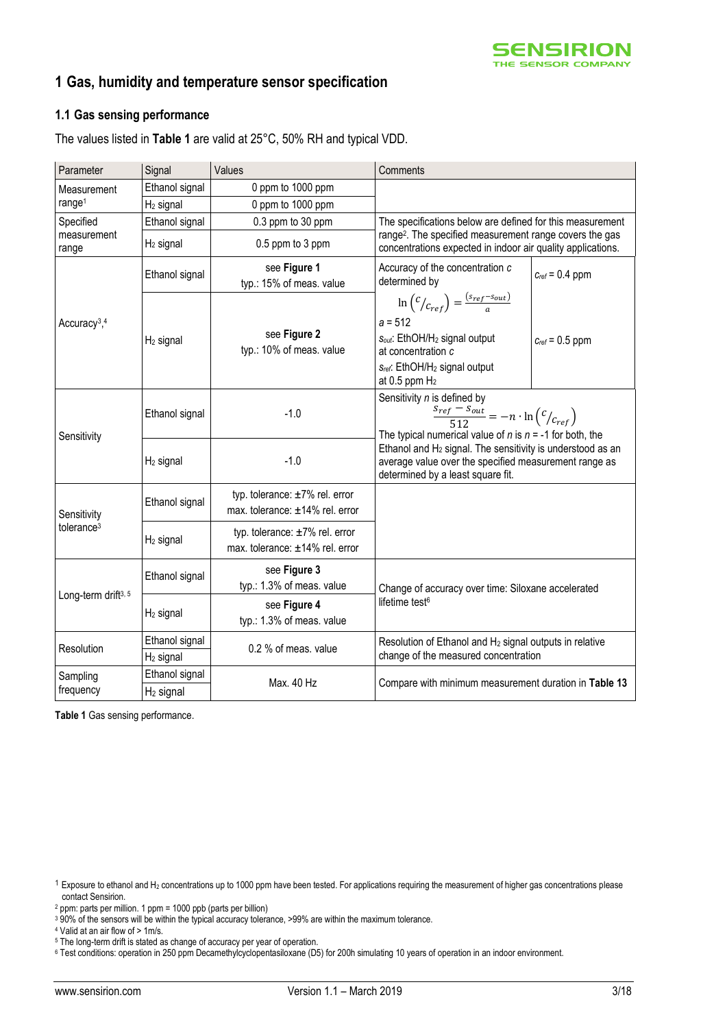## 1 Gas, humidity and temperature sensor specification

### 1.1 Gas sensing performance

The values listed in **Table 1** are valid at 25°C, 50% RH and typical VDD.

| Parameter | Signal | Values | Comments | |
|---|---|---|---|---|
| Measurement range[1] | Ethanol signal | 0 ppm to 1000 ppm | | |
| | $H_2$ signal | 0 ppm to 1000 ppm | | |
| Specified measurement range | Ethanol signal | 0.3 ppm to 30 ppm | The specifications below are defined for this measurement range[2]. The specified measurement range covers the gas concentrations expected in indoor air quality applications. | |
| | $H_2$ signal | 0.5 ppm to 3 ppm | | |
| Accuracy[3],[4] | Ethanol signal | see **Figure 1** typ.: 15% of meas. value | Accuracy of the concentration $c$ determined by | $c_{ref}$ = 0.4 ppm |
| | $H_2$ signal | see **Figure 2** typ.: 10% of meas. value | $\ln\left(c/c_{ref}\right) = \frac{(s_{ref}-s_{out})}{a}$ <br> $a$ = 512 <br> $s_{out}$: EthOH/$H_2$ signal output at concentration $c$ <br> $s_{ref}$: EthOH/$H_2$ signal output at 0.5 ppm $H_2$ | $c_{ref}$ = 0.5 ppm |
| Sensitivity | Ethanol signal | -1.0 | Sensitivity $n$ is defined by $\frac{s_{ref}-s_{out}}{512} = -n \cdot \ln\left(c/c_{ref}\right)$ <br> The typical numerical value of $n$ is $n$ = -1 for both, the Ethanol and $H_2$ signal. The sensitivity is understood as an average value over the specified measurement range as determined by a least square fit. | |
| | $H_2$ signal | -1.0 | | |
| Sensitivity tolerance[3] | Ethanol signal | typ. tolerance: ±7% rel. error <br> max. tolerance: ±14% rel. error | | |
| | $H_2$ signal | typ. tolerance: ±7% rel. error <br> max. tolerance: ±14% rel. error | | |
| Long-term drift[3, 5] | Ethanol signal | see **Figure 3** typ.: 1.3% of meas. value | Change of accuracy over time: Siloxane accelerated lifetime test[6] | |
| | $H_2$ signal | see **Figure 4** typ.: 1.3% of meas. value | | |
| Resolution | Ethanol signal | 0.2 % of meas. value | Resolution of Ethanol and $H_2$ signal outputs in relative change of the measured concentration | |
| | $H_2$ signal | | | |
| Sampling frequency | Ethanol signal | Max. 40 Hz | Compare with minimum measurement duration in **Table 13** | |
| | $H_2$ signal | | | |

**Table 1** Gas sensing performance.

[1] Exposure to ethanol and $H_2$ concentrations up to 1000 ppm have been tested. For applications requiring the measurement of higher gas concentrations please contact Sensirion.

[2] ppm: parts per million. 1 ppm = 1000 ppb (parts per billion)

[3] 90% of the sensors will be within the typical accuracy tolerance, >99% are within the maximum tolerance.

[4] Valid at an air flow of > 1m/s.

[5] The long-term drift is stated as change of accuracy per year of operation.

[6] Test conditions: operation in 250 ppm Decamethylcyclopentasiloxane (D5) for 200h simulating 10 years of operation in an indoor environment.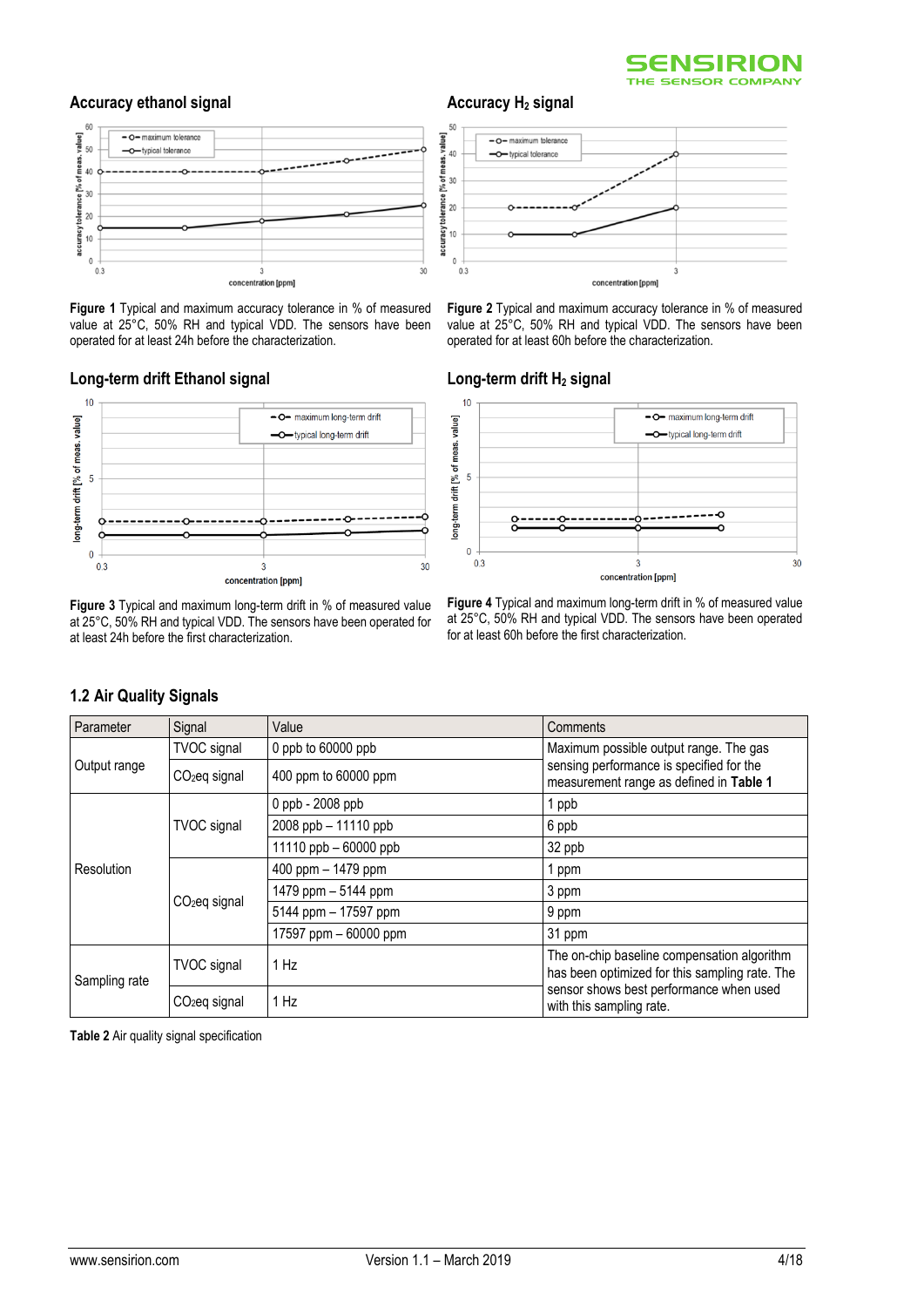### Accuracy ethanol signal

**Figure 1** Typical and maximum accuracy tolerance in % of measured value at 25°C, 50% RH and typical VDD. The sensors have been operated for at least 24h before the characterization.

### Accuracy $H_2$ signal

**Figure 2** Typical and maximum accuracy tolerance in % of measured value at 25°C, 50% RH and typical VDD. The sensors have been operated for at least 60h before the characterization.

### Long-term drift Ethanol signal

**Figure 3** Typical and maximum long-term drift in % of measured value at 25°C, 50% RH and typical VDD. The sensors have been operated for at least 24h before the first characterization.

### Long-term drift $H_2$ signal

**Figure 4** Typical and maximum long-term drift in % of measured value at 25°C, 50% RH and typical VDD. The sensors have been operated for at least 60h before the first characterization.

## 1.2 Air Quality Signals

| Parameter | Signal | Value | Comments |
|---|---|---|---|
| Output range | TVOC signal | 0 ppb to 60000 ppb | Maximum possible output range. The gas sensing performance is specified for the measurement range as defined in **Table 1** |
| | $CO_2$eq signal | 400 ppm to 60000 ppm | |
| Resolution | TVOC signal | 0 ppb - 2008 ppb | 1 ppb |
| | | 2008 ppb – 11110 ppb | 6 ppb |
| | | 11110 ppb – 60000 ppb | 32 ppb |
| | $CO_2$eq signal | 400 ppm – 1479 ppm | 1 ppm |
| | | 1479 ppm – 5144 ppm | 3 ppm |
| | | 5144 ppm – 17597 ppm | 9 ppm |
| | | 17597 ppm – 60000 ppm | 31 ppm |
| Sampling rate | TVOC signal | 1 Hz | The on-chip baseline compensation algorithm has been optimized for this sampling rate. The sensor shows best performance when used with this sampling rate. |
| | $CO_2$eq signal | 1 Hz | |

**Table 2** Air quality signal specification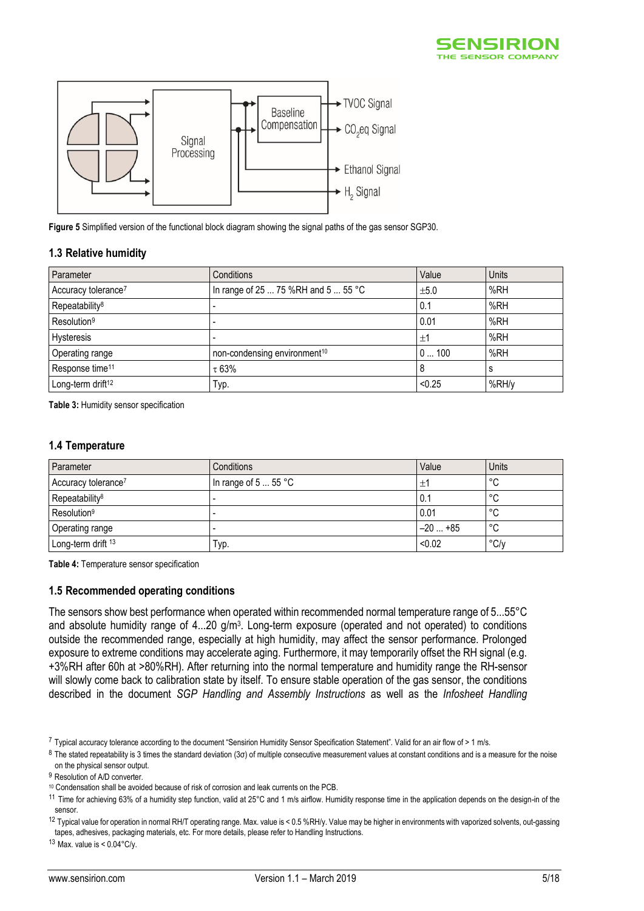Figure 5 Simplified version of the functional block diagram showing the signal paths of the gas sensor SGP30.

### 1.3 Relative humidity

| Parameter | Conditions | Value | Units |
|---|---|---|---|
| Accuracy tolerance[7] | In range of 25 ... 75 %RH and 5 ... 55 °C | ±5.0 | %RH |
| Repeatability[8] | - | 0.1 | %RH |
| Resolution[9] | - | 0.01 | %RH |
| Hysteresis | - | ±1 | %RH |
| Operating range | non-condensing environment[10] | 0 ... 100 | %RH |
| Response time[11] | τ 63% | 8 | s |
| Long-term drift[12] | Typ. | <0.25 | %RH/y |

**Table 3:** Humidity sensor specification

### 1.4 Temperature

| Parameter | Conditions | Value | Units |
|---|---|---|---|
| Accuracy tolerance[7] | In range of 5 ... 55 °C | ±1 | °C |
| Repeatability[8] | - | 0.1 | °C |
| Resolution[9] | - | 0.01 | °C |
| Operating range | - | –20 ... +85 | °C |
| Long-term drift [13] | Typ. | <0.02 | °C/y |

**Table 4:** Temperature sensor specification

### 1.5 Recommended operating conditions

The sensors show best performance when operated within recommended normal temperature range of 5...55°C and absolute humidity range of 4...20 g/m³. Long-term exposure (operated and not operated) to conditions outside the recommended range, especially at high humidity, may affect the sensor performance. Prolonged exposure to extreme conditions may accelerate aging. Furthermore, it may temporarily offset the RH signal (e.g. +3%RH after 60h at >80%RH). After returning into the normal temperature and humidity range the RH-sensor will slowly come back to calibration state by itself. To ensure stable operation of the gas sensor, the conditions described in the document *SGP Handling and Assembly Instructions* as well as the *Infosheet Handling*

[7] Typical accuracy tolerance according to the document "Sensirion Humidity Sensor Specification Statement". Valid for an air flow of > 1 m/s.

[8] The stated repeatability is 3 times the standard deviation (3σ) of multiple consecutive measurement values at constant conditions and is a measure for the noise on the physical sensor output.

[9] Resolution of A/D converter.

[10] Condensation shall be avoided because of risk of corrosion and leak currents on the PCB.

[11] Time for achieving 63% of a humidity step function, valid at 25°C and 1 m/s airflow. Humidity response time in the application depends on the design-in of the sensor.

[12] Typical value for operation in normal RH/T operating range. Max. value is < 0.5 %RH/y. Value may be higher in environments with vaporized solvents, out-gassing tapes, adhesives, packaging materials, etc. For more details, please refer to Handling Instructions.

[13] Max. value is < 0.04°C/y.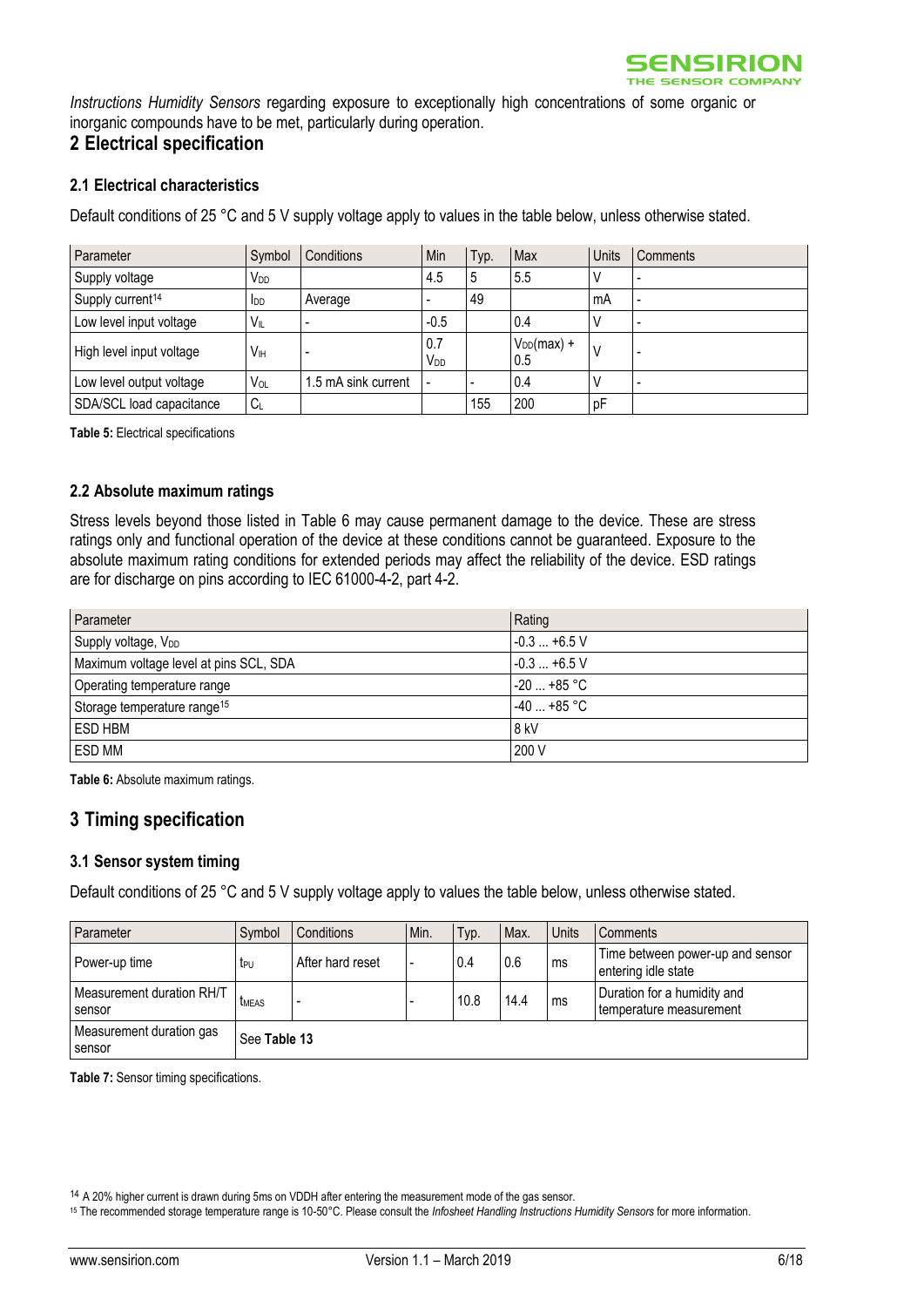*Instructions Humidity Sensors* regarding exposure to exceptionally high concentrations of some organic or inorganic compounds have to be met, particularly during operation.

# 2 Electrical specification

## 2.1 Electrical characteristics

Default conditions of 25 °C and 5 V supply voltage apply to values in the table below, unless otherwise stated.

| Parameter | Symbol | Conditions | Min | Typ. | Max | Units | Comments |
|---|---|---|---|---|---|---|---|
| Supply voltage | $V_{DD}$ | | 4.5 | 5 | 5.5 | V | - |
| Supply current[14] | $I_{DD}$ | Average | - | 49 | | mA | - |
| Low level input voltage | $V_{IL}$ | - | -0.5 | | 0.4 | V | - |
| High level input voltage | $V_{IH}$ | - | 0.7 $V_{DD}$ | | $V_{DD}$(max) + 0.5 | V | - |
| Low level output voltage | $V_{OL}$ | 1.5 mA sink current | - | - | 0.4 | V | - |
| SDA/SCL load capacitance | $C_L$ | | | 155 | 200 | pF | |

**Table 5:** Electrical specifications

## 2.2 Absolute maximum ratings

Stress levels beyond those listed in Table 6 may cause permanent damage to the device. These are stress ratings only and functional operation of the device at these conditions cannot be guaranteed. Exposure to the absolute maximum rating conditions for extended periods may affect the reliability of the device. ESD ratings are for discharge on pins according to IEC 61000-4-2, part 4-2.

| Parameter | Rating |
|---|---|
| Supply voltage, $V_{DD}$ | -0.3 ... +6.5 V |
| Maximum voltage level at pins SCL, SDA | -0.3 ... +6.5 V |
| Operating temperature range | -20 ... +85 °C |
| Storage temperature range[15] | -40 ... +85 °C |
| ESD HBM | 8 kV |
| ESD MM | 200 V |

**Table 6:** Absolute maximum ratings.

# 3 Timing specification

## 3.1 Sensor system timing

Default conditions of 25 °C and 5 V supply voltage apply to values the table below, unless otherwise stated.

| Parameter | Symbol | Conditions | Min. | Typ. | Max. | Units | Comments |
|---|---|---|---|---|---|---|---|
| Power-up time | $t_{PU}$ | After hard reset | - | 0.4 | 0.6 | ms | Time between power-up and sensor entering idle state |
| Measurement duration RH/T sensor | $t_{MEAS}$ | - | - | 10.8 | 14.4 | ms | Duration for a humidity and temperature measurement |
| Measurement duration gas sensor | See **Table 13** | | | | | | |

**Table 7:** Sensor timing specifications.

[14] A 20% higher current is drawn during 5ms on VDDH after entering the measurement mode of the gas sensor.

[15] The recommended storage temperature range is 10-50°C. Please consult the *Infosheet Handling Instructions Humidity Sensors* for more information.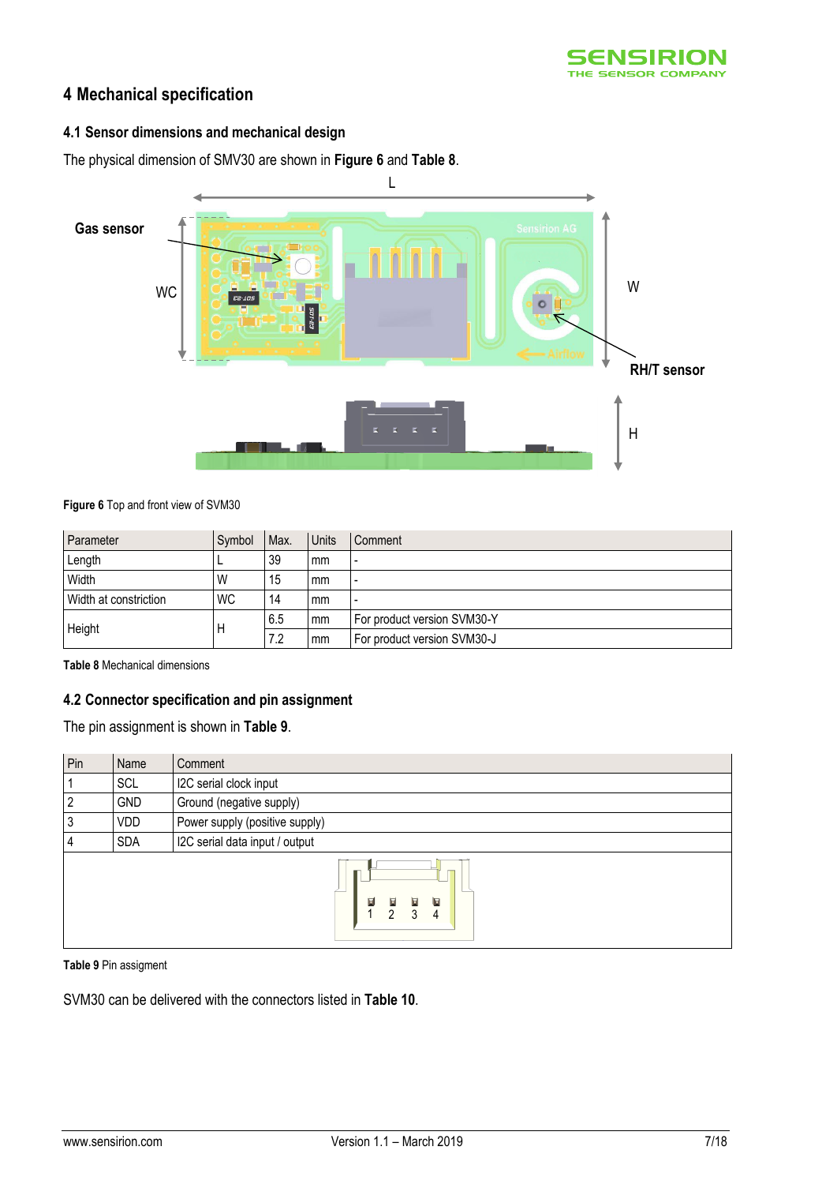# 4 Mechanical specification

## 4.1 Sensor dimensions and mechanical design

The physical dimension of SMV30 are shown in **Figure 6** and **Table 8**.

**Figure 6** Top and front view of SVM30

| Parameter | Symbol | Max. | Units | Comment |
|---|---|---|---|---|
| Length | L | 39 | mm | - |
| Width | W | 15 | mm | - |
| Width at constriction | WC | 14 | mm | - |
| Height | H | 6.5 | mm | For product version SVM30-Y |
| | | 7.2 | mm | For product version SVM30-J |

**Table 8** Mechanical dimensions

## 4.2 Connector specification and pin assignment

The pin assignment is shown in **Table 9**.

| Pin | Name | Comment |
|---|---|---|
| 1 | SCL | I2C serial clock input |
| 2 | GND | Ground (negative supply) |
| 3 | VDD | Power supply (positive supply) |
| 4 | SDA | I2C serial data input / output |

**Table 9** Pin assigment

SVM30 can be delivered with the connectors listed in **Table 10**.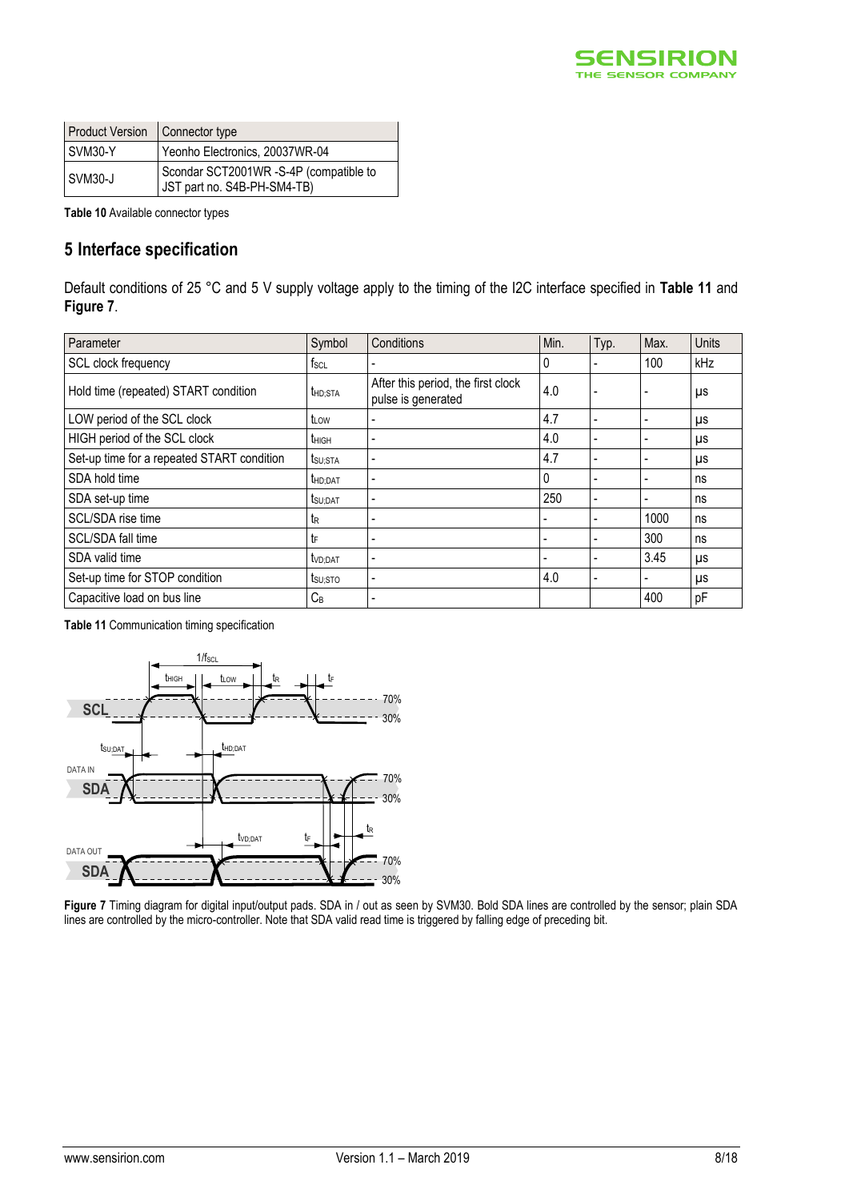| Product Version | Connector type |
| --- | --- |
| SVM30-Y | Yeonho Electronics, 20037WR-04 |
| SVM30-J | Scondar SCT2001WR -S-4P (compatible to JST part no. S4B-PH-SM4-TB) |

**Table 10** Available connector types

## 5 Interface specification

Default conditions of 25 °C and 5 V supply voltage apply to the timing of the I2C interface specified in **Table 11** and **Figure 7**.

| Parameter | Symbol | Conditions | Min. | Typ. | Max. | Units |
| --- | --- | --- | --- | --- | --- | --- |
| SCL clock frequency | $f_{SCL}$ | - | 0 | - | 100 | kHz |
| Hold time (repeated) START condition | $t_{HD;STA}$ | After this period, the first clock pulse is generated | 4.0 | - | - | µs |
| LOW period of the SCL clock | $t_{LOW}$ | - | 4.7 | - | - | µs |
| HIGH period of the SCL clock | $t_{HIGH}$ | - | 4.0 | - | - | µs |
| Set-up time for a repeated START condition | $t_{SU;STA}$ | - | 4.7 | - | - | µs |
| SDA hold time | $t_{HD;DAT}$ | - | 0 | - | - | ns |
| SDA set-up time | $t_{SU;DAT}$ | - | 250 | - | - | ns |
| SCL/SDA rise time | $t_R$ | - | - | - | 1000 | ns |
| SCL/SDA fall time | $t_F$ | - | - | - | 300 | ns |
| SDA valid time | $t_{VD;DAT}$ | - | - | - | 3.45 | µs |
| Set-up time for STOP condition | $t_{SU;STO}$ | - | 4.0 | - | - | µs |
| Capacitive load on bus line | $C_B$ | - | | | 400 | pF |

**Table 11** Communication timing specification

**Figure 7** Timing diagram for digital input/output pads. SDA in / out as seen by SVM30. Bold SDA lines are controlled by the sensor; plain SDA lines are controlled by the micro-controller. Note that SDA valid read time is triggered by falling edge of preceding bit.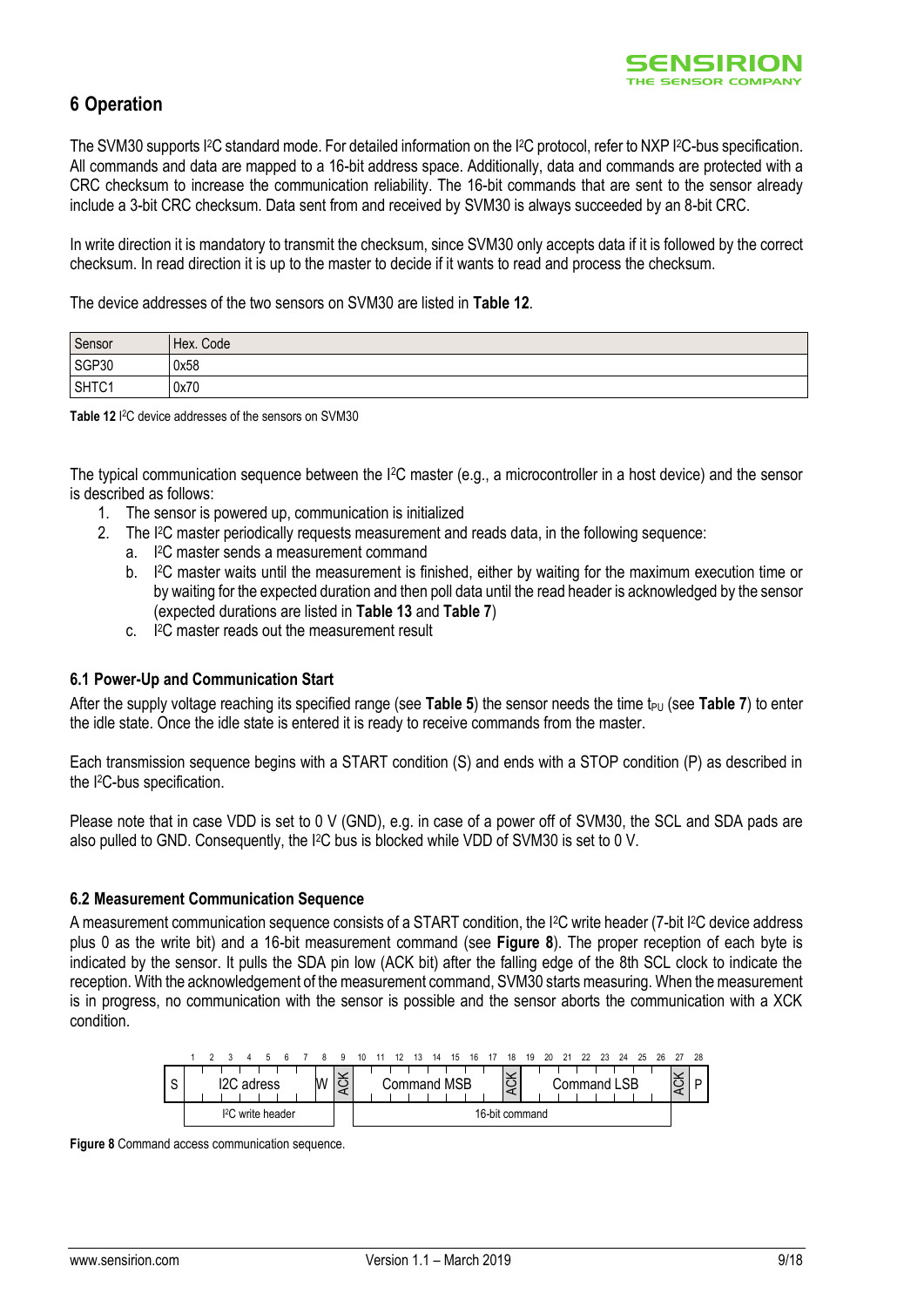## 6 Operation

The SVM30 supports I²C standard mode. For detailed information on the I²C protocol, refer to NXP I²C-bus specification. All commands and data are mapped to a 16-bit address space. Additionally, data and commands are protected with a CRC checksum to increase the communication reliability. The 16-bit commands that are sent to the sensor already include a 3-bit CRC checksum. Data sent from and received by SVM30 is always succeeded by an 8-bit CRC.

In write direction it is mandatory to transmit the checksum, since SVM30 only accepts data if it is followed by the correct checksum. In read direction it is up to the master to decide if it wants to read and process the checksum.

The device addresses of the two sensors on SVM30 are listed in **Table 12**.

| Sensor | Hex. Code |
|---|---|
| SGP30 | 0x58 |
| SHTC1 | 0x70 |

**Table 12** I²C device addresses of the sensors on SVM30

The typical communication sequence between the I²C master (e.g., a microcontroller in a host device) and the sensor is described as follows:

1. The sensor is powered up, communication is initialized
2. The I²C master periodically requests measurement and reads data, in the following sequence:
   a. I²C master sends a measurement command
   b. I²C master waits until the measurement is finished, either by waiting for the maximum execution time or by waiting for the expected duration and then poll data until the read header is acknowledged by the sensor (expected durations are listed in **Table 13** and **Table 7**)
   c. I²C master reads out the measurement result

### 6.1 Power-Up and Communication Start

After the supply voltage reaching its specified range (see **Table 5**) the sensor needs the time $t_{PU}$ (see **Table 7**) to enter the idle state. Once the idle state is entered it is ready to receive commands from the master.

Each transmission sequence begins with a START condition (S) and ends with a STOP condition (P) as described in the I²C-bus specification.

Please note that in case VDD is set to 0 V (GND), e.g. in case of a power off of SVM30, the SCL and SDA pads are also pulled to GND. Consequently, the I²C bus is blocked while VDD of SVM30 is set to 0 V.

### 6.2 Measurement Communication Sequence

A measurement communication sequence consists of a START condition, the I²C write header (7-bit I²C device address plus 0 as the write bit) and a 16-bit measurement command (see **Figure 8**). The proper reception of each byte is indicated by the sensor. It pulls the SDA pin low (ACK bit) after the falling edge of the 8th SCL clock to indicate the reception. With the acknowledgement of the measurement command, SVM30 starts measuring. When the measurement is in progress, no communication with the sensor is possible and the sensor aborts the communication with a XCK condition.

| | 1–7 | 8 | 9 | 10–17 | 18 | 19–26 | 27 | 28 |
|---|---|---|---|---|---|---|---|---|
| S | I2C adress | W | ACK | Command MSB | ACK | Command LSB | ACK | P |
| | I²C write header | | | 16-bit command | | | | |

**Figure 8** Command access communication sequence.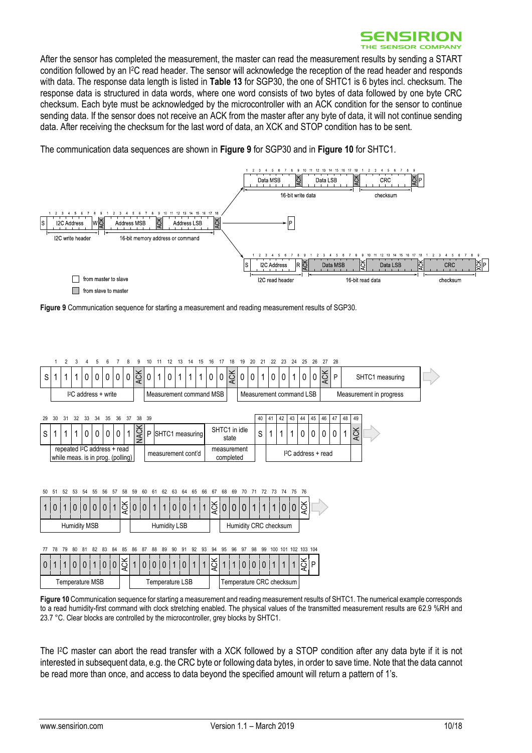After the sensor has completed the measurement, the master can read the measurement results by sending a START condition followed by an I²C read header. The sensor will acknowledge the reception of the read header and responds with data. The response data length is listed in **Table 13** for SGP30, the one of SHTC1 is 6 bytes incl. checksum. The response data is structured in data words, where one word consists of two bytes of data followed by one byte CRC checksum. Each byte must be acknowledged by the microcontroller with an ACK condition for the sensor to continue sending data. If the sensor does not receive an ACK from the master after any byte of data, it will not continue sending data. After receiving the checksum for the last word of data, an XCK and STOP condition has to be sent.

The communication data sequences are shown in **Figure 9** for SGP30 and in **Figure 10** for SHTC1.

**Figure 9** Communication sequence for starting a measurement and reading measurement results of SGP30.

**Figure 10** Communication sequence for starting a measurement and reading measurement results of SHTC1. The numerical example corresponds to a read humidity-first command with clock stretching enabled. The physical values of the transmitted measurement results are 62.9 %RH and 23.7 °C. Clear blocks are controlled by the microcontroller, grey blocks by SHTC1.

The I²C master can abort the read transfer with a XCK followed by a STOP condition after any data byte if it is not interested in subsequent data, e.g. the CRC byte or following data bytes, in order to save time. Note that the data cannot be read more than once, and access to data beyond the specified amount will return a pattern of 1's.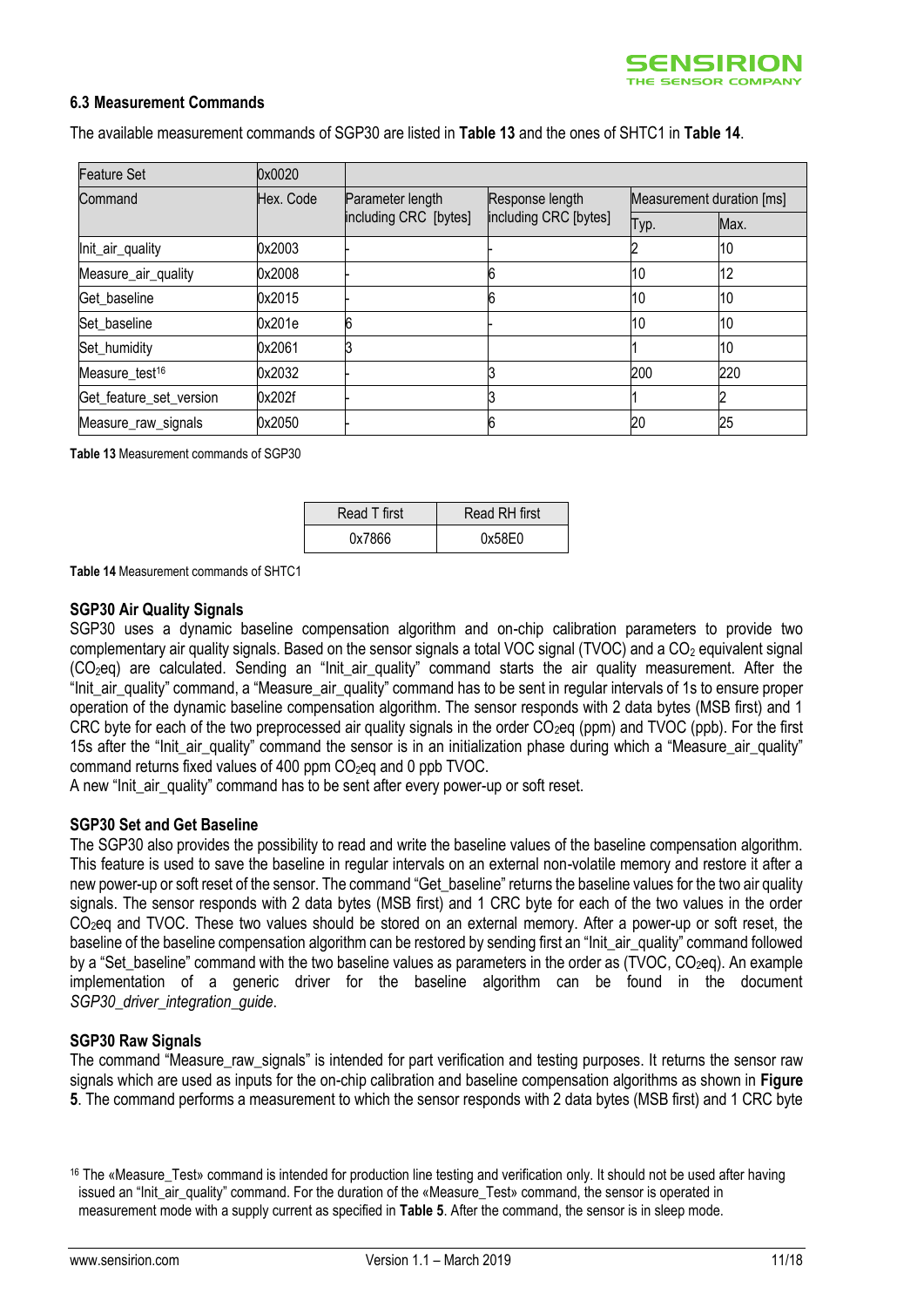### 6.3 Measurement Commands

The available measurement commands of SGP30 are listed in **Table 13** and the ones of SHTC1 in **Table 14**.

| Feature Set | 0x0020 | | | | |
|---|---|---|---|---|---|
| Command | Hex. Code | Parameter length including CRC [bytes] | Response length including CRC [bytes] | Measurement duration [ms] | |
| | | | | Typ. | Max. |
| Init_air_quality | 0x2003 | - | - | 2 | 10 |
| Measure_air_quality | 0x2008 | - | 6 | 10 | 12 |
| Get_baseline | 0x2015 | - | 6 | 10 | 10 |
| Set_baseline | 0x201e | 6 | - | 10 | 10 |
| Set_humidity | 0x2061 | 3 | | 1 | 10 |
| Measure_test[16] | 0x2032 | - | 3 | 200 | 220 |
| Get_feature_set_version | 0x202f | - | 3 | 1 | 2 |
| Measure_raw_signals | 0x2050 | - | 6 | 20 | 25 |

**Table 13** Measurement commands of SGP30

| Read T first | Read RH first |
|---|---|
| 0x7866 | 0x58E0 |

**Table 14** Measurement commands of SHTC1

**SGP30 Air Quality Signals**

SGP30 uses a dynamic baseline compensation algorithm and on-chip calibration parameters to provide two complementary air quality signals. Based on the sensor signals a total VOC signal (TVOC) and a $CO_2$ equivalent signal ($CO_2$eq) are calculated. Sending an "Init_air_quality" command starts the air quality measurement. After the "Init_air_quality" command, a "Measure_air_quality" command has to be sent in regular intervals of 1s to ensure proper operation of the dynamic baseline compensation algorithm. The sensor responds with 2 data bytes (MSB first) and 1 CRC byte for each of the two preprocessed air quality signals in the order $CO_2$eq (ppm) and TVOC (ppb). For the first 15s after the "Init_air_quality" command the sensor is in an initialization phase during which a "Measure_air_quality" command returns fixed values of 400 ppm $CO_2$eq and 0 ppb TVOC.

A new "Init_air_quality" command has to be sent after every power-up or soft reset.

**SGP30 Set and Get Baseline**

The SGP30 also provides the possibility to read and write the baseline values of the baseline compensation algorithm. This feature is used to save the baseline in regular intervals on an external non-volatile memory and restore it after a new power-up or soft reset of the sensor. The command "Get_baseline" returns the baseline values for the two air quality signals. The sensor responds with 2 data bytes (MSB first) and 1 CRC byte for each of the two values in the order $CO_2$eq and TVOC. These two values should be stored on an external memory. After a power-up or soft reset, the baseline of the baseline compensation algorithm can be restored by sending first an "Init_air_quality" command followed by a "Set_baseline" command with the two baseline values as parameters in the order as (TVOC, $CO_2$eq). An example implementation of a generic driver for the baseline algorithm can be found in the document *SGP30_driver_integration_guide*.

**SGP30 Raw Signals**

The command "Measure_raw_signals" is intended for part verification and testing purposes. It returns the sensor raw signals which are used as inputs for the on-chip calibration and baseline compensation algorithms as shown in **Figure 5**. The command performs a measurement to which the sensor responds with 2 data bytes (MSB first) and 1 CRC byte

[16] The «Measure_Test» command is intended for production line testing and verification only. It should not be used after having issued an "Init_air_quality" command. For the duration of the «Measure_Test» command, the sensor is operated in measurement mode with a supply current as specified in **Table 5**. After the command, the sensor is in sleep mode.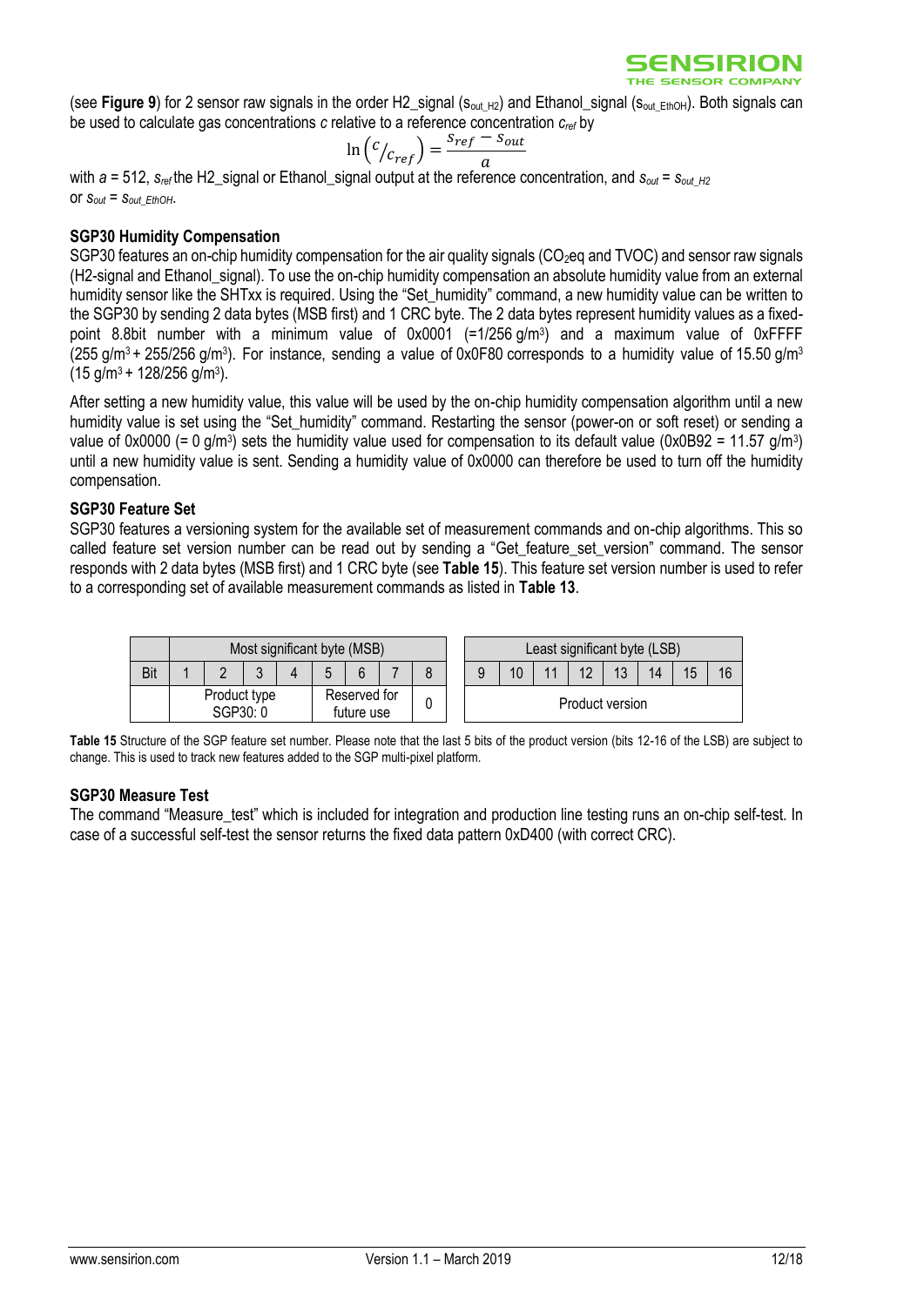(see **Figure 9**) for 2 sensor raw signals in the order H2_signal ($s_{out\_H2}$) and Ethanol_signal ($s_{out\_EthOH}$). Both signals can be used to calculate gas concentrations $c$ relative to a reference concentration $c_{ref}$ by

$$\ln\left(c/c_{ref}\right) = \frac{s_{ref} - s_{out}}{a}$$

with $a$ = 512, $s_{ref}$ the H2_signal or Ethanol_signal output at the reference concentration, and $s_{out} = s_{out\_H2}$ or $s_{out} = s_{out\_EthOH}$.

### SGP30 Humidity Compensation

SGP30 features an on-chip humidity compensation for the air quality signals ($CO_2$eq and TVOC) and sensor raw signals (H2-signal and Ethanol_signal). To use the on-chip humidity compensation an absolute humidity value from an external humidity sensor like the SHTxx is required. Using the "Set_humidity" command, a new humidity value can be written to the SGP30 by sending 2 data bytes (MSB first) and 1 CRC byte. The 2 data bytes represent humidity values as a fixed-point 8.8bit number with a minimum value of 0x0001 (=1/256 g/m$^3$) and a maximum value of 0xFFFF (255 g/m$^3$ + 255/256 g/m$^3$). For instance, sending a value of 0x0F80 corresponds to a humidity value of 15.50 g/m$^3$ (15 g/m$^3$ + 128/256 g/m$^3$).

After setting a new humidity value, this value will be used by the on-chip humidity compensation algorithm until a new humidity value is set using the "Set_humidity" command. Restarting the sensor (power-on or soft reset) or sending a value of 0x0000 (= 0 g/m$^3$) sets the humidity value used for compensation to its default value (0x0B92 = 11.57 g/m$^3$) until a new humidity value is sent. Sending a humidity value of 0x0000 can therefore be used to turn off the humidity compensation.

### SGP30 Feature Set

SGP30 features a versioning system for the available set of measurement commands and on-chip algorithms. This so called feature set version number can be read out by sending a "Get_feature_set_version" command. The sensor responds with 2 data bytes (MSB first) and 1 CRC byte (see **Table 15**). This feature set version number is used to refer to a corresponding set of available measurement commands as listed in **Table 13**.

| | Most significant byte (MSB) | | | | | | | | Least significant byte (LSB) | | | | | | | |
|---|---|---|---|---|---|---|---|---|---|---|---|---|---|---|---|---|
| Bit | 1 | 2 | 3 | 4 | 5 | 6 | 7 | 8 | 9 | 10 | 11 | 12 | 13 | 14 | 15 | 16 |
| | Product type SGP30: 0 | | | | Reserved for future use | | | 0 | Product version | | | | | | | |

**Table 15** Structure of the SGP feature set number. Please note that the last 5 bits of the product version (bits 12-16 of the LSB) are subject to change. This is used to track new features added to the SGP multi-pixel platform.

### SGP30 Measure Test

The command "Measure_test" which is included for integration and production line testing runs an on-chip self-test. In case of a successful self-test the sensor returns the fixed data pattern 0xD400 (with correct CRC).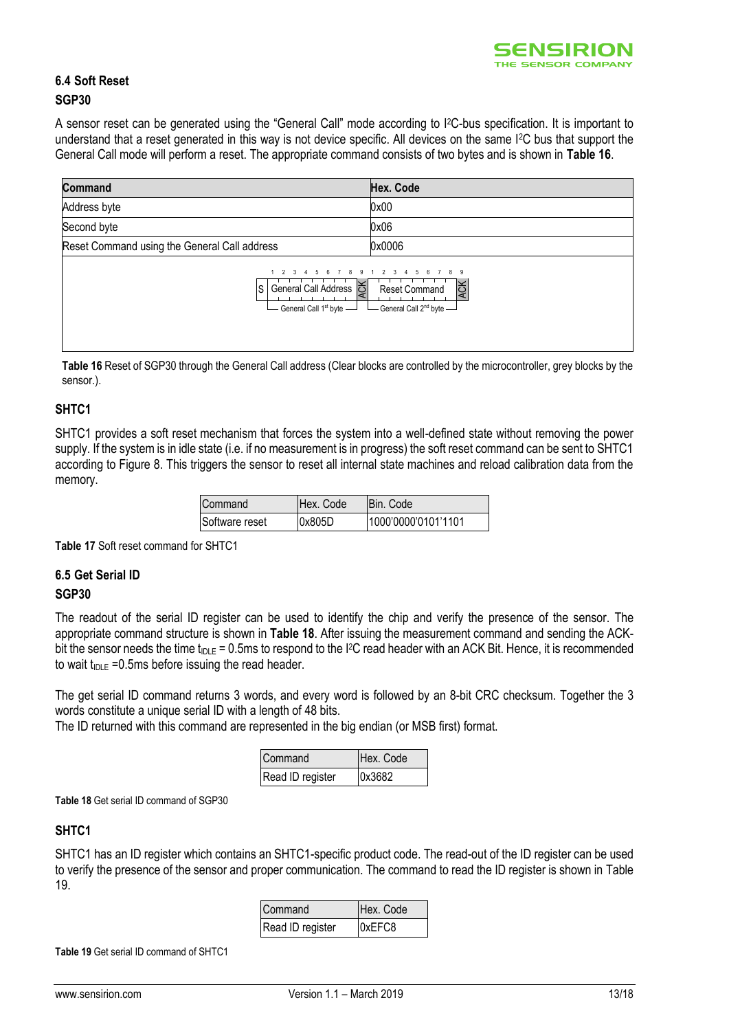### 6.4 Soft Reset

#### SGP30

A sensor reset can be generated using the "General Call" mode according to I²C-bus specification. It is important to understand that a reset generated in this way is not device specific. All devices on the same I²C bus that support the General Call mode will perform a reset. The appropriate command consists of two bytes and is shown in **Table 16**.

| Command | Hex. Code |
| --- | --- |
| Address byte | 0x00 |
| Second byte | 0x06 |
| Reset Command using the General Call address | 0x0006 |

S | General Call Address | ACK | Reset Command | ACK
General Call 1st byte — General Call 2nd byte

**Table 16** Reset of SGP30 through the General Call address (Clear blocks are controlled by the microcontroller, grey blocks by the sensor.).

#### SHTC1

SHTC1 provides a soft reset mechanism that forces the system into a well-defined state without removing the power supply. If the system is in idle state (i.e. if no measurement is in progress) the soft reset command can be sent to SHTC1 according to Figure 8. This triggers the sensor to reset all internal state machines and reload calibration data from the memory.

| Command | Hex. Code | Bin. Code |
| --- | --- | --- |
| Software reset | 0x805D | 1000'0000'0101'1101 |

**Table 17** Soft reset command for SHTC1

### 6.5 Get Serial ID

#### SGP30

The readout of the serial ID register can be used to identify the chip and verify the presence of the sensor. The appropriate command structure is shown in **Table 18**. After issuing the measurement command and sending the ACK-bit the sensor needs the time $t_{IDLE}$ = 0.5ms to respond to the I²C read header with an ACK Bit. Hence, it is recommended to wait $t_{IDLE}$ =0.5ms before issuing the read header.

The get serial ID command returns 3 words, and every word is followed by an 8-bit CRC checksum. Together the 3 words constitute a unique serial ID with a length of 48 bits.
The ID returned with this command are represented in the big endian (or MSB first) format.

| Command | Hex. Code |
| --- | --- |
| Read ID register | 0x3682 |

**Table 18** Get serial ID command of SGP30

#### SHTC1

SHTC1 has an ID register which contains an SHTC1-specific product code. The read-out of the ID register can be used to verify the presence of the sensor and proper communication. The command to read the ID register is shown in Table 19.

| Command | Hex. Code |
| --- | --- |
| Read ID register | 0xEFC8 |

**Table 19** Get serial ID command of SHTC1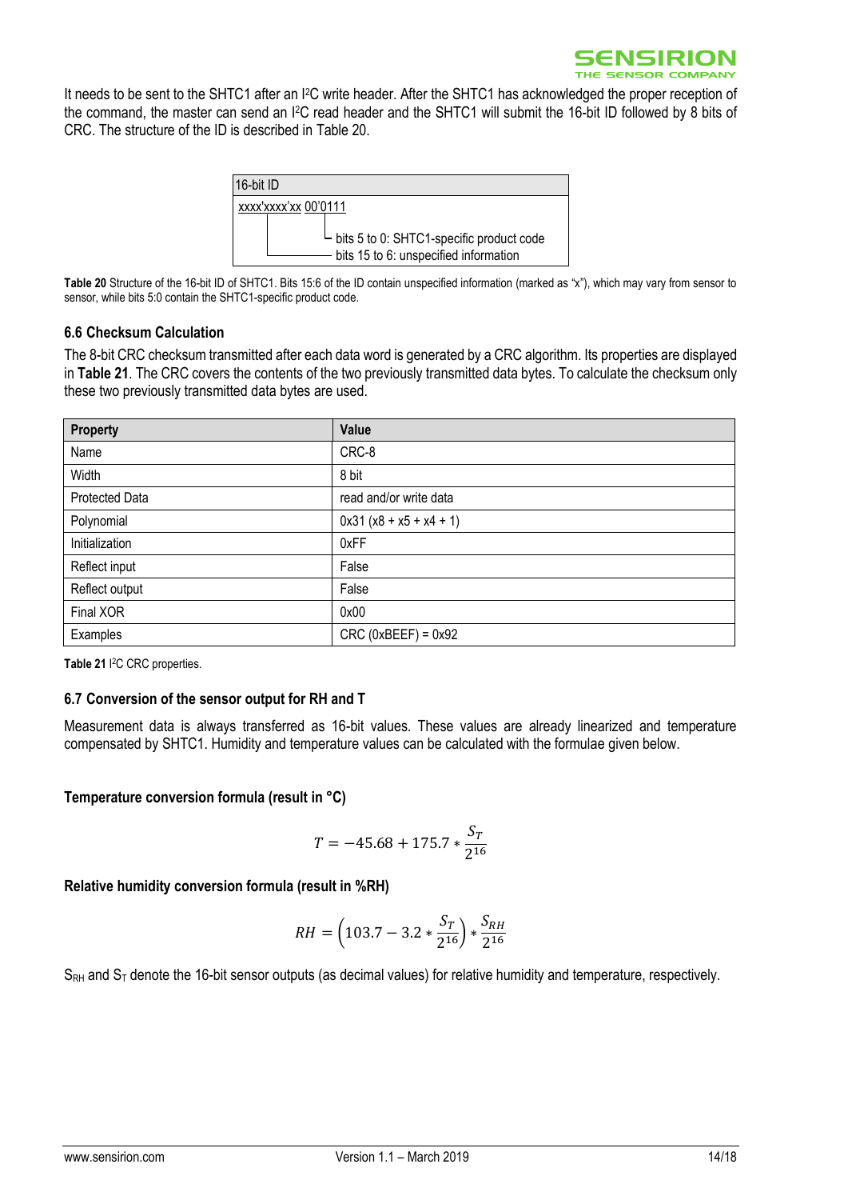It needs to be sent to the SHTC1 after an I²C write header. After the SHTC1 has acknowledged the proper reception of the command, the master can send an I²C read header and the SHTC1 will submit the 16-bit ID followed by 8 bits of CRC. The structure of the ID is described in Table 20.

| 16-bit ID |
| --- |
| xxxx'xxxx'xx 00'0111<br>bits 5 to 0: SHTC1-specific product code<br>bits 15 to 6: unspecified information |

**Table 20** Structure of the 16-bit ID of SHTC1. Bits 15:6 of the ID contain unspecified information (marked as "x"), which may vary from sensor to sensor, while bits 5:0 contain the SHTC1-specific product code.

### 6.6 Checksum Calculation

The 8-bit CRC checksum transmitted after each data word is generated by a CRC algorithm. Its properties are displayed in **Table 21**. The CRC covers the contents of the two previously transmitted data bytes. To calculate the checksum only these two previously transmitted data bytes are used.

| Property | Value |
| --- | --- |
| Name | CRC-8 |
| Width | 8 bit |
| Protected Data | read and/or write data |
| Polynomial | 0x31 (x8 + x5 + x4 + 1) |
| Initialization | 0xFF |
| Reflect input | False |
| Reflect output | False |
| Final XOR | 0x00 |
| Examples | CRC (0xBEEF) = 0x92 |

**Table 21** I²C CRC properties.

### 6.7 Conversion of the sensor output for RH and T

Measurement data is always transferred as 16-bit values. These values are already linearized and temperature compensated by SHTC1. Humidity and temperature values can be calculated with the formulae given below.

**Temperature conversion formula (result in °C)**

$$T = -45.68 + 175.7 * \frac{S_T}{2^{16}}$$

**Relative humidity conversion formula (result in %RH)**

$$RH = \left(103.7 - 3.2 * \frac{S_T}{2^{16}}\right) * \frac{S_{RH}}{2^{16}}$$

$S_{RH}$ and $S_T$ denote the 16-bit sensor outputs (as decimal values) for relative humidity and temperature, respectively.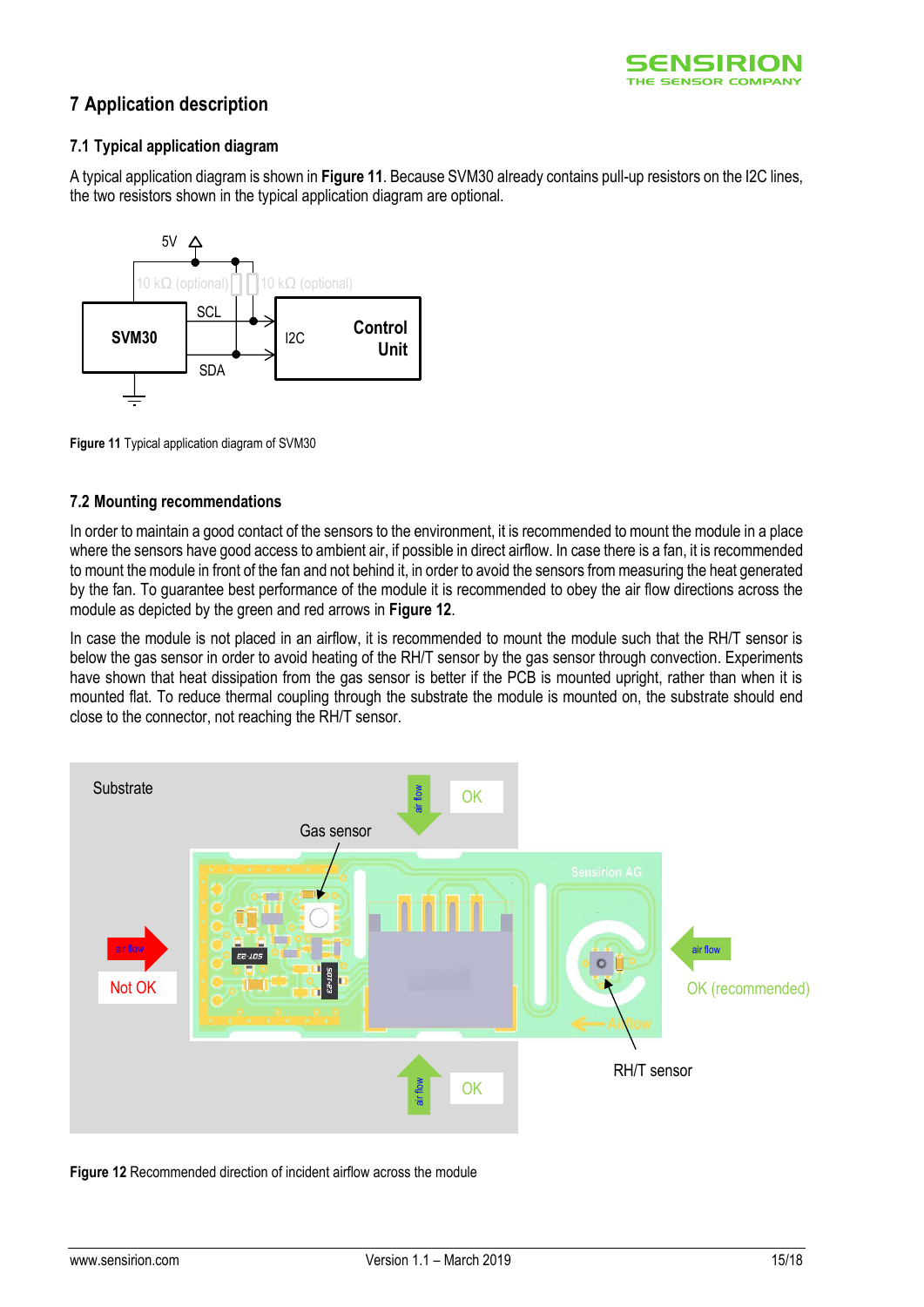## 7 Application description

### 7.1 Typical application diagram

A typical application diagram is shown in **Figure 11**. Because SVM30 already contains pull-up resistors on the I2C lines, the two resistors shown in the typical application diagram are optional.

**Figure 11** Typical application diagram of SVM30

### 7.2 Mounting recommendations

In order to maintain a good contact of the sensors to the environment, it is recommended to mount the module in a place where the sensors have good access to ambient air, if possible in direct airflow. In case there is a fan, it is recommended to mount the module in front of the fan and not behind it, in order to avoid the sensors from measuring the heat generated by the fan. To guarantee best performance of the module it is recommended to obey the air flow directions across the module as depicted by the green and red arrows in **Figure 12**.

In case the module is not placed in an airflow, it is recommended to mount the module such that the RH/T sensor is below the gas sensor in order to avoid heating of the RH/T sensor by the gas sensor through convection. Experiments have shown that heat dissipation from the gas sensor is better if the PCB is mounted upright, rather than when it is mounted flat. To reduce thermal coupling through the substrate the module is mounted on, the substrate should end close to the connector, not reaching the RH/T sensor.

**Figure 12** Recommended direction of incident airflow across the module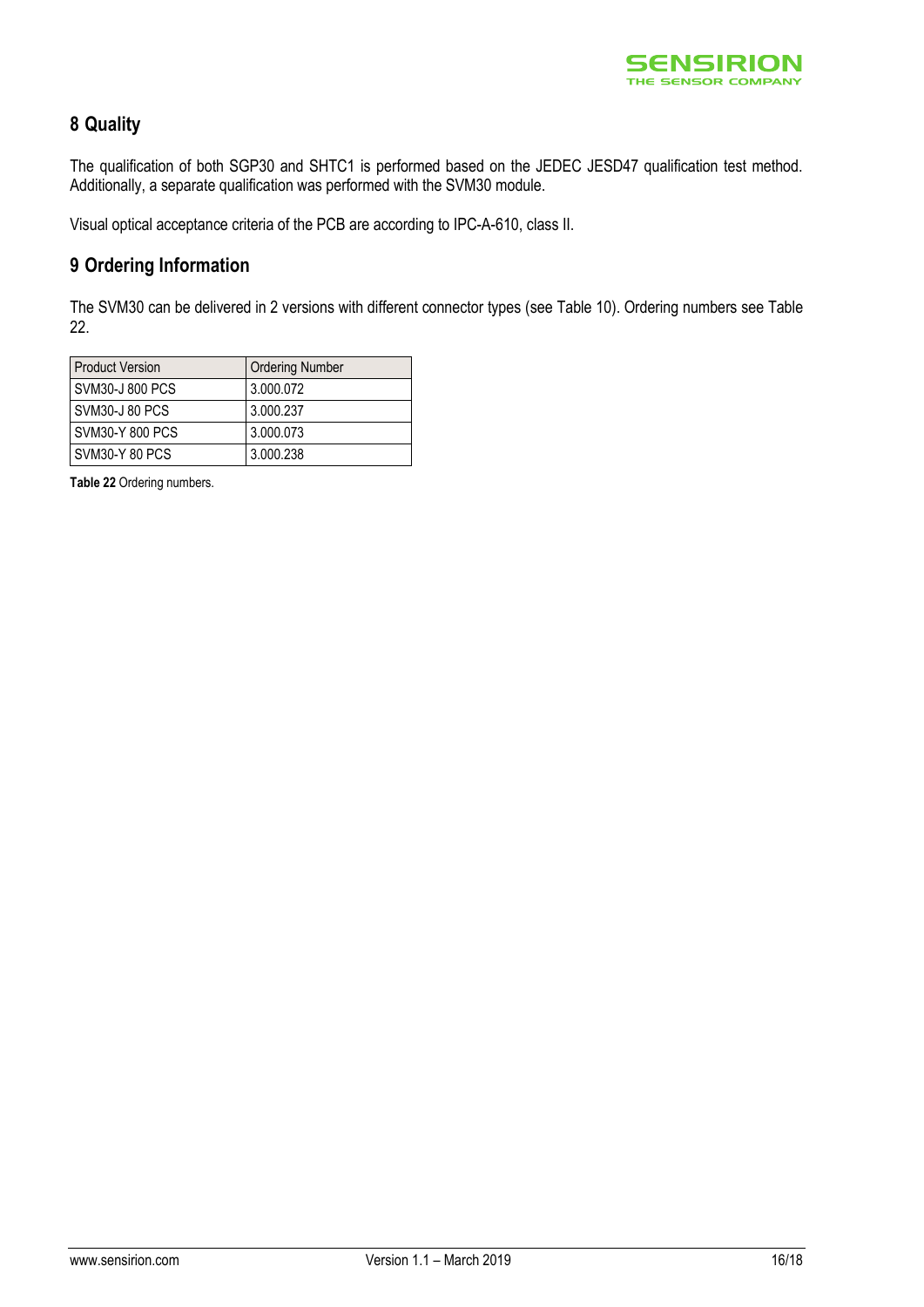## 8 Quality

The qualification of both SGP30 and SHTC1 is performed based on the JEDEC JESD47 qualification test method. Additionally, a separate qualification was performed with the SVM30 module.

Visual optical acceptance criteria of the PCB are according to IPC-A-610, class II.

## 9 Ordering Information

The SVM30 can be delivered in 2 versions with different connector types (see Table 10). Ordering numbers see Table 22.

| Product Version | Ordering Number |
| --- | --- |
| SVM30-J 800 PCS | 3.000.072 |
| SVM30-J 80 PCS | 3.000.237 |
| SVM30-Y 800 PCS | 3.000.073 |
| SVM30-Y 80 PCS | 3.000.238 |

**Table 22** Ordering numbers.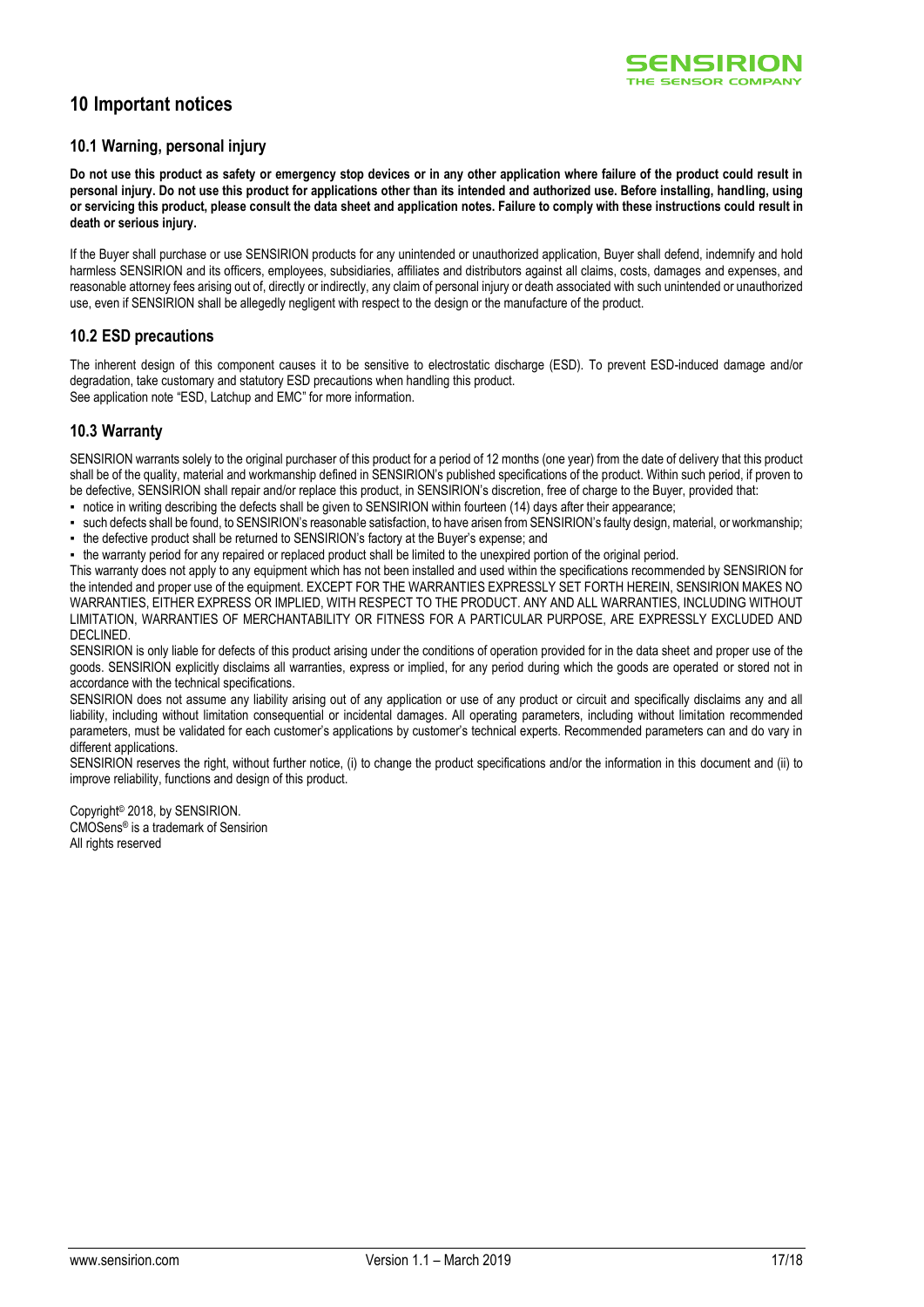# 10 Important notices

## 10.1 Warning, personal injury

**Do not use this product as safety or emergency stop devices or in any other application where failure of the product could result in personal injury. Do not use this product for applications other than its intended and authorized use. Before installing, handling, using or servicing this product, please consult the data sheet and application notes. Failure to comply with these instructions could result in death or serious injury.**

If the Buyer shall purchase or use SENSIRION products for any unintended or unauthorized application, Buyer shall defend, indemnify and hold harmless SENSIRION and its officers, employees, subsidiaries, affiliates and distributors against all claims, costs, damages and expenses, and reasonable attorney fees arising out of, directly or indirectly, any claim of personal injury or death associated with such unintended or unauthorized use, even if SENSIRION shall be allegedly negligent with respect to the design or the manufacture of the product.

## 10.2 ESD precautions

The inherent design of this component causes it to be sensitive to electrostatic discharge (ESD). To prevent ESD-induced damage and/or degradation, take customary and statutory ESD precautions when handling this product.
See application note "ESD, Latchup and EMC" for more information.

## 10.3 Warranty

SENSIRION warrants solely to the original purchaser of this product for a period of 12 months (one year) from the date of delivery that this product shall be of the quality, material and workmanship defined in SENSIRION's published specifications of the product. Within such period, if proven to be defective, SENSIRION shall repair and/or replace this product, in SENSIRION's discretion, free of charge to the Buyer, provided that:

- notice in writing describing the defects shall be given to SENSIRION within fourteen (14) days after their appearance;
- such defects shall be found, to SENSIRION's reasonable satisfaction, to have arisen from SENSIRION's faulty design, material, or workmanship;
- the defective product shall be returned to SENSIRION's factory at the Buyer's expense; and
- the warranty period for any repaired or replaced product shall be limited to the unexpired portion of the original period.

This warranty does not apply to any equipment which has not been installed and used within the specifications recommended by SENSIRION for the intended and proper use of the equipment. EXCEPT FOR THE WARRANTIES EXPRESSLY SET FORTH HEREIN, SENSIRION MAKES NO WARRANTIES, EITHER EXPRESS OR IMPLIED, WITH RESPECT TO THE PRODUCT. ANY AND ALL WARRANTIES, INCLUDING WITHOUT LIMITATION, WARRANTIES OF MERCHANTABILITY OR FITNESS FOR A PARTICULAR PURPOSE, ARE EXPRESSLY EXCLUDED AND DECLINED.

SENSIRION is only liable for defects of this product arising under the conditions of operation provided for in the data sheet and proper use of the goods. SENSIRION explicitly disclaims all warranties, express or implied, for any period during which the goods are operated or stored not in accordance with the technical specifications.

SENSIRION does not assume any liability arising out of any application or use of any product or circuit and specifically disclaims any and all liability, including without limitation consequential or incidental damages. All operating parameters, including without limitation recommended parameters, must be validated for each customer's applications by customer's technical experts. Recommended parameters can and do vary in different applications.

SENSIRION reserves the right, without further notice, (i) to change the product specifications and/or the information in this document and (ii) to improve reliability, functions and design of this product.

Copyright© 2018, by SENSIRION.
CMOSens® is a trademark of Sensirion
All rights reserved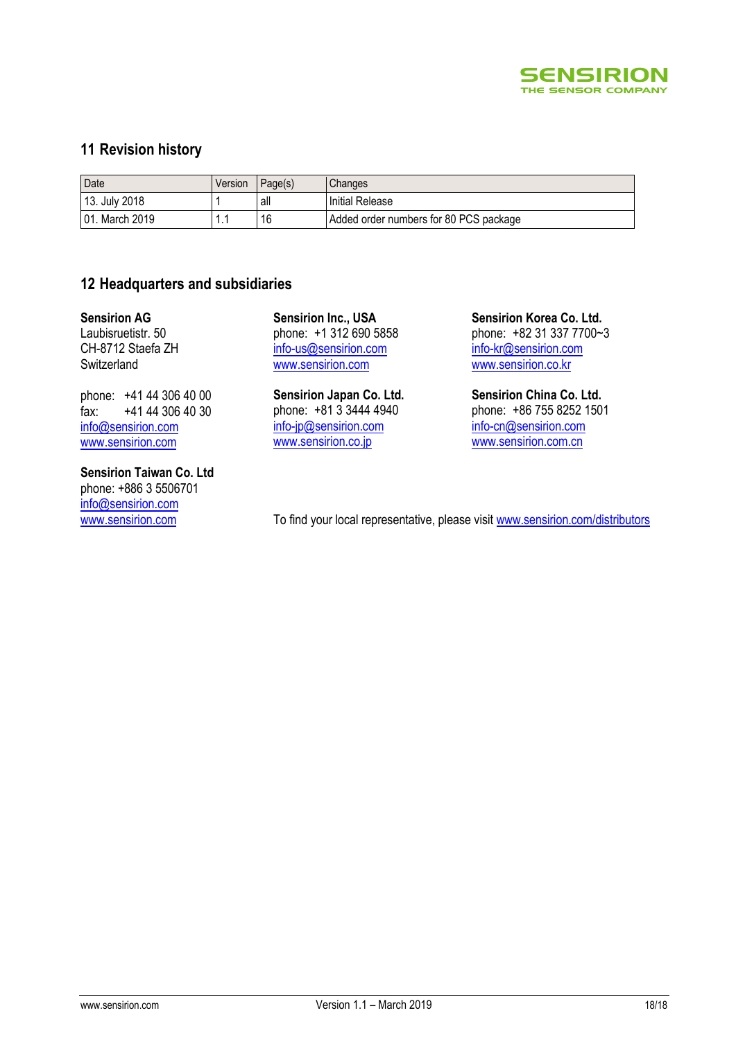## 11 Revision history

| Date | Version | Page(s) | Changes |
|---|---|---|---|
| 13. July 2018 | 1 | all | Initial Release |
| 01. March 2019 | 1.1 | 16 | Added order numbers for 80 PCS package |

## 12 Headquarters and subsidiaries

**Sensirion AG**
Laubisruetistr. 50
CH-8712 Staefa ZH
Switzerland

phone: +41 44 306 40 00
fax: +41 44 306 40 30
info@sensirion.com
www.sensirion.com

**Sensirion Taiwan Co. Ltd**
phone: +886 3 5506701
info@sensirion.com
www.sensirion.com

**Sensirion Inc., USA**
phone: +1 312 690 5858
info-us@sensirion.com
www.sensirion.com

**Sensirion Japan Co. Ltd.**
phone: +81 3 3444 4940
info-jp@sensirion.com
www.sensirion.co.jp

**Sensirion Korea Co. Ltd.**
phone: +82 31 337 7700~3
info-kr@sensirion.com
www.sensirion.co.kr

**Sensirion China Co. Ltd.**
phone: +86 755 8252 1501
info-cn@sensirion.com
www.sensirion.com.cn

To find your local representative, please visit www.sensirion.com/distributors